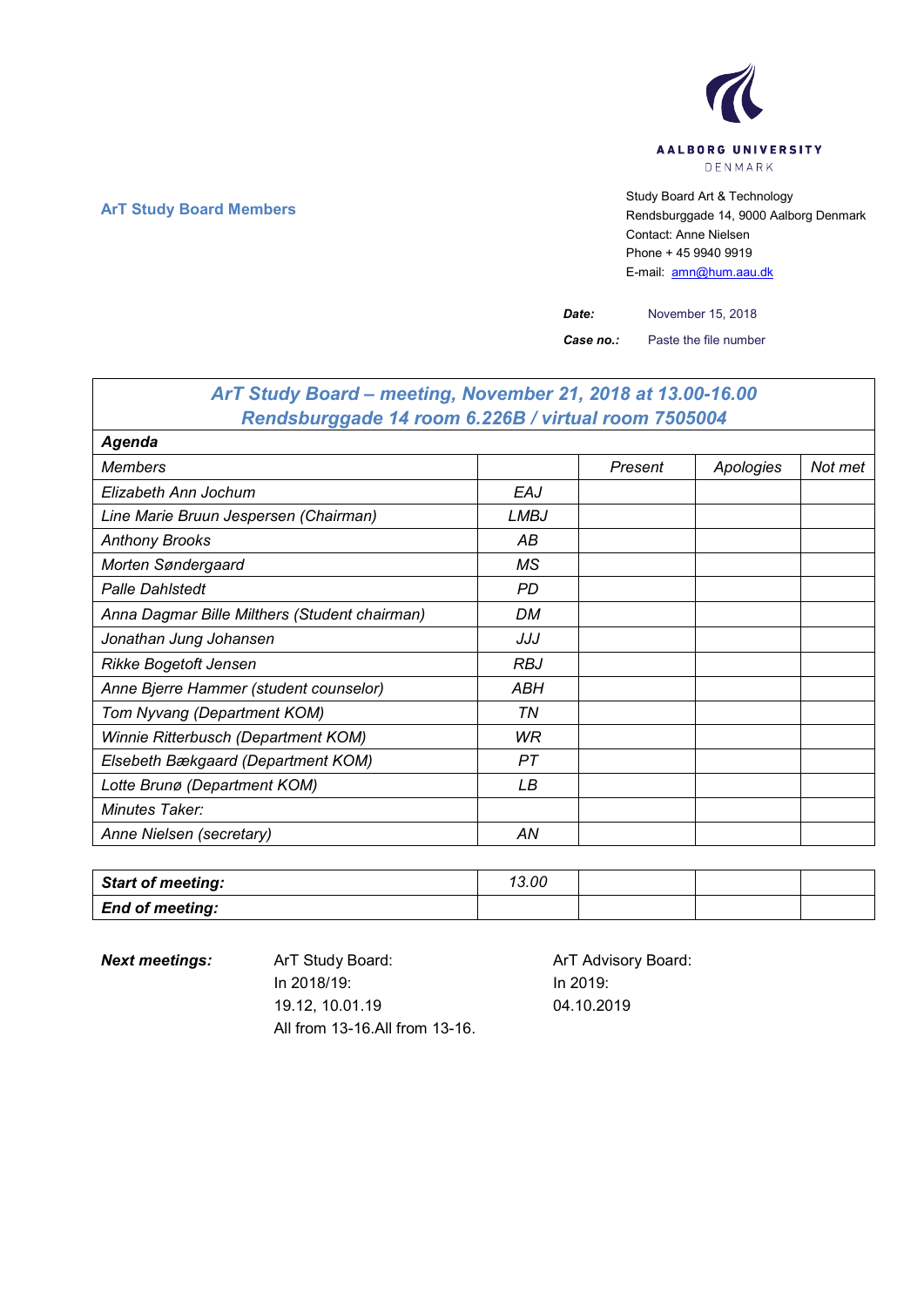AALBORG UNIVERSITY
DENMARK

**ArT Study Board Members**

Study Board Art & Technology
Rendsburggade 14, 9000 Aalborg Denmark
Contact: Anne Nielsen
Phone + 45 9940 9919
E-mail: amn@hum.aau.dk

***Date:*** November 15, 2018

***Case no.:*** Paste the file number

| *ArT Study Board – meeting, November 21, 2018 at 13.00-16.00 Rendsburggade 14 room 6.226B / virtual room 7505004* | | | | |
|---|---|---|---|---|
| ***Agenda*** | | | | |
| *Members* | | *Present* | *Apologies* | *Not met* |
| *Elizabeth Ann Jochum* | *EAJ* | | | |
| *Line Marie Bruun Jespersen (Chairman)* | *LMBJ* | | | |
| *Anthony Brooks* | *AB* | | | |
| *Morten Søndergaard* | *MS* | | | |
| *Palle Dahlstedt* | *PD* | | | |
| *Anna Dagmar Bille Milthers (Student chairman)* | *DM* | | | |
| *Jonathan Jung Johansen* | *JJJ* | | | |
| *Rikke Bogetoft Jensen* | *RBJ* | | | |
| *Anne Bjerre Hammer (student counselor)* | *ABH* | | | |
| *Tom Nyvang (Department KOM)* | *TN* | | | |
| *Winnie Ritterbusch (Department KOM)* | *WR* | | | |
| *Elsebeth Bækgaard (Department KOM)* | *PT* | | | |
| *Lotte Brunø (Department KOM)* | *LB* | | | |
| *Minutes Taker:* | | | | |
| *Anne Nielsen (secretary)* | *AN* | | | |

| ***Start of meeting:*** | *13.00* | | | |
|---|---|---|---|---|
| ***End of meeting:*** | | | | |

***Next meetings:***

ArT Study Board:
In 2018/19:
19.12, 10.01.19
All from 13-16.All from 13-16.

ArT Advisory Board:
In 2019:
04.10.2019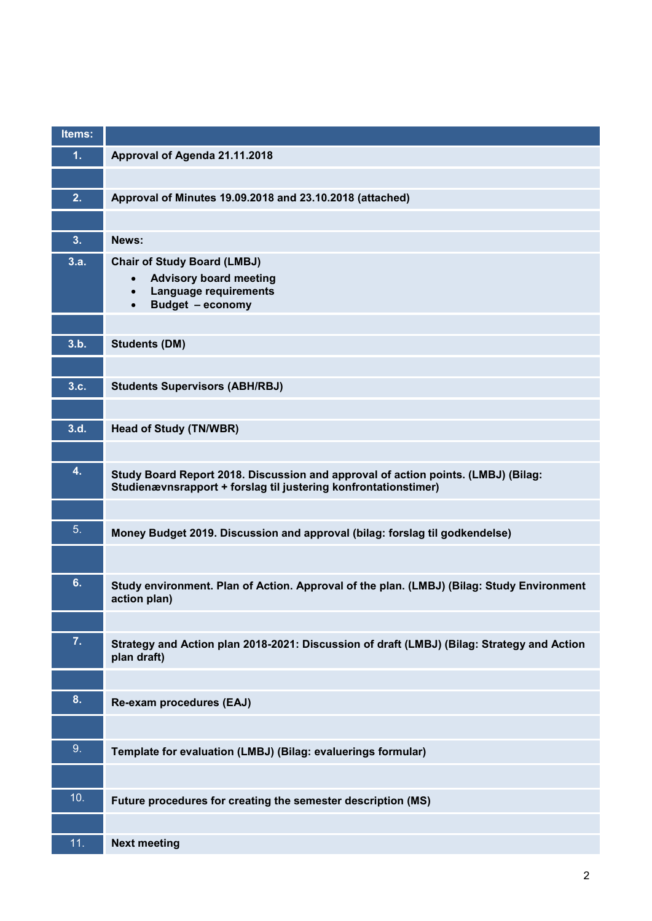| Items: | |
|---|---|
| **1.** | **Approval of Agenda 21.11.2018** |
| | |
| **2.** | **Approval of Minutes 19.09.2018 and 23.10.2018 (attached)** |
| | |
| **3.** | **News:** |
| **3.a.** | **Chair of Study Board (LMBJ)**<br>• **Advisory board meeting**<br>• **Language requirements**<br>• **Budget – economy** |
| | |
| **3.b.** | **Students (DM)** |
| | |
| **3.c.** | **Students Supervisors (ABH/RBJ)** |
| | |
| **3.d.** | **Head of Study (TN/WBR)** |
| | |
| **4.** | **Study Board Report 2018. Discussion and approval of action points. (LMBJ) (Bilag: Studienævnsrapport + forslag til justering konfrontationstimer)** |
| | |
| 5. | **Money Budget 2019. Discussion and approval (bilag: forslag til godkendelse)** |
| | |
| **6.** | **Study environment. Plan of Action. Approval of the plan. (LMBJ) (Bilag: Study Environment action plan)** |
| | |
| **7.** | **Strategy and Action plan 2018-2021: Discussion of draft (LMBJ) (Bilag: Strategy and Action plan draft)** |
| | |
| **8.** | **Re-exam procedures (EAJ)** |
| | |
| 9. | **Template for evaluation (LMBJ) (Bilag: evaluerings formular)** |
| | |
| 10. | **Future procedures for creating the semester description (MS)** |
| | |
| 11. | **Next meeting** |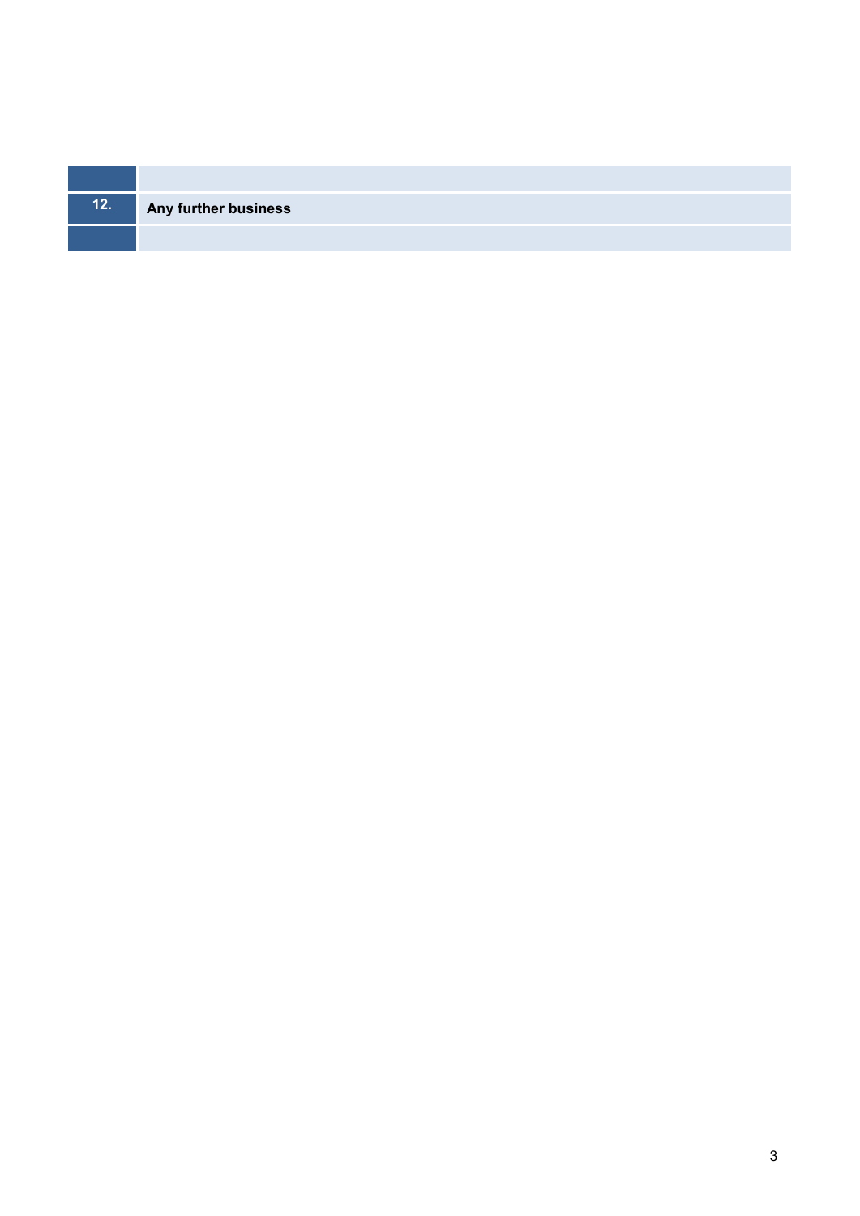| | |
|---|---|
| 12. | **Any further business** |